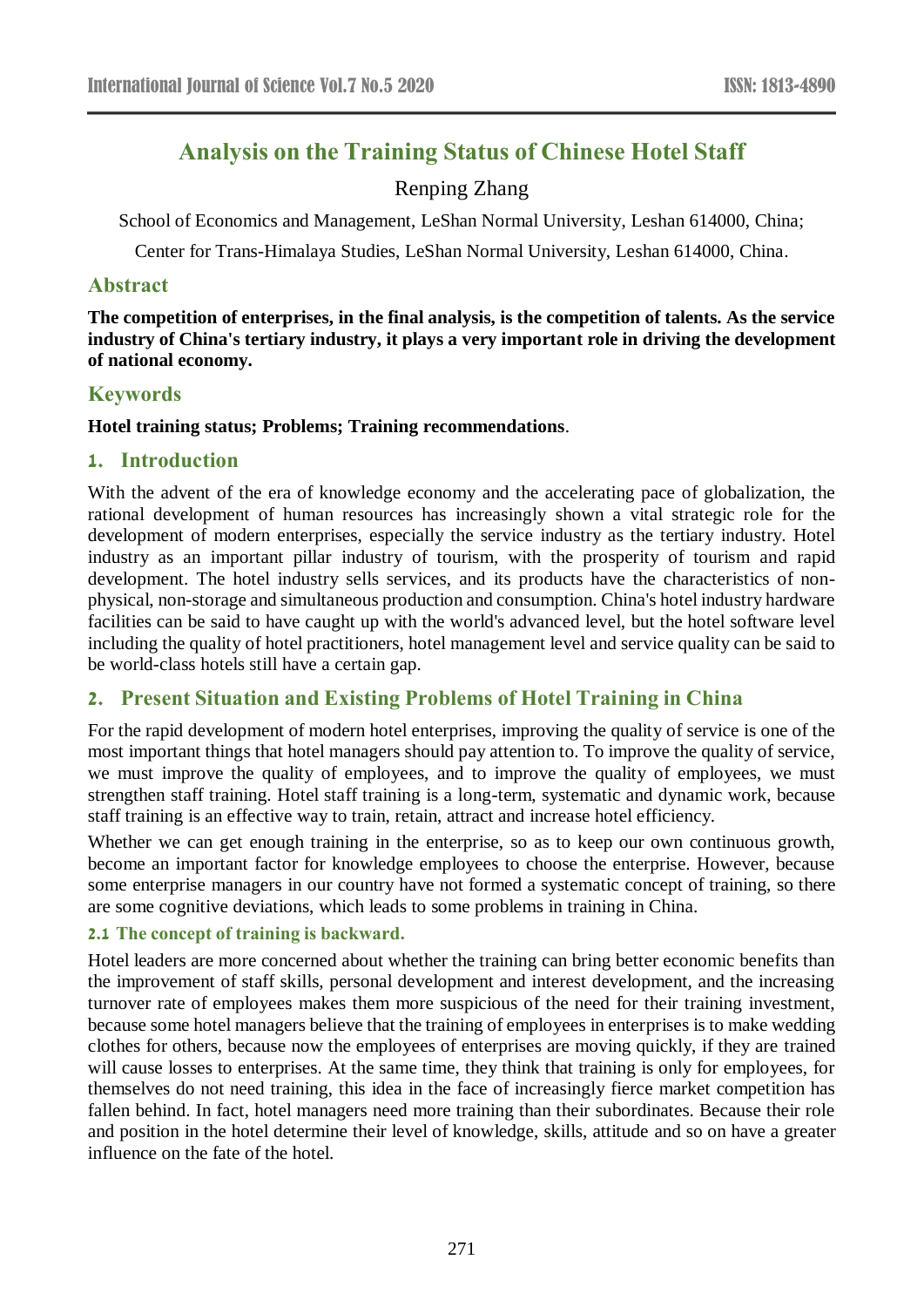# Analysis on the Training Status of Chinese Hotel Staff

Renping Zhang

School of Economics and Management, LeShan Normal University, Leshan 614000, China;

Center for Trans-Himalaya Studies, LeShan Normal University, Leshan 614000, China.

## Abstract

**The competition of enterprises, in the final analysis, is the competition of talents. As the service industry of China's tertiary industry, it plays a very important role in driving the development of national economy.**

## Keywords

**Hotel training status; Problems; Training recommendations**.

## 1. Introduction

With the advent of the era of knowledge economy and the accelerating pace of globalization, the rational development of human resources has increasingly shown a vital strategic role for the development of modern enterprises, especially the service industry as the tertiary industry. Hotel industry as an important pillar industry of tourism, with the prosperity of tourism and rapid development. The hotel industry sells services, and its products have the characteristics of non-physical, non-storage and simultaneous production and consumption. China's hotel industry hardware facilities can be said to have caught up with the world's advanced level, but the hotel software level including the quality of hotel practitioners, hotel management level and service quality can be said to be world-class hotels still have a certain gap.

## 2. Present Situation and Existing Problems of Hotel Training in China

For the rapid development of modern hotel enterprises, improving the quality of service is one of the most important things that hotel managers should pay attention to. To improve the quality of service, we must improve the quality of employees, and to improve the quality of employees, we must strengthen staff training. Hotel staff training is a long-term, systematic and dynamic work, because staff training is an effective way to train, retain, attract and increase hotel efficiency.

Whether we can get enough training in the enterprise, so as to keep our own continuous growth, become an important factor for knowledge employees to choose the enterprise. However, because some enterprise managers in our country have not formed a systematic concept of training, so there are some cognitive deviations, which leads to some problems in training in China.

### 2.1 The concept of training is backward.

Hotel leaders are more concerned about whether the training can bring better economic benefits than the improvement of staff skills, personal development and interest development, and the increasing turnover rate of employees makes them more suspicious of the need for their training investment, because some hotel managers believe that the training of employees in enterprises is to make wedding clothes for others, because now the employees of enterprises are moving quickly, if they are trained will cause losses to enterprises. At the same time, they think that training is only for employees, for themselves do not need training, this idea in the face of increasingly fierce market competition has fallen behind. In fact, hotel managers need more training than their subordinates. Because their role and position in the hotel determine their level of knowledge, skills, attitude and so on have a greater influence on the fate of the hotel.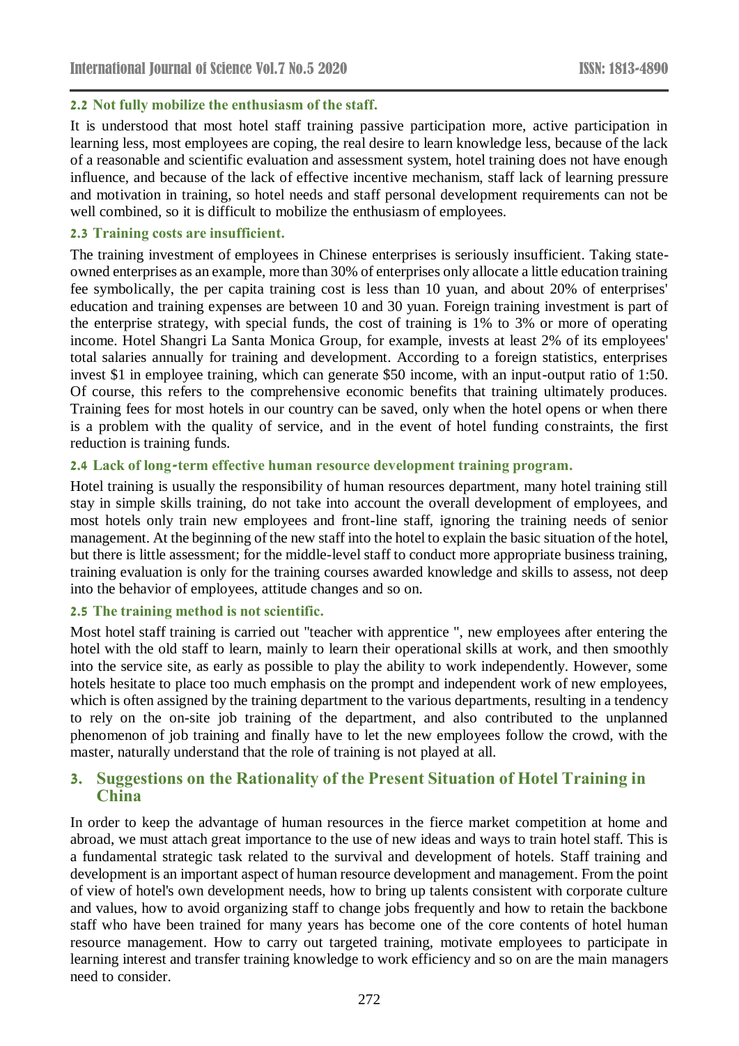### 2.2 Not fully mobilize the enthusiasm of the staff.

It is understood that most hotel staff training passive participation more, active participation in learning less, most employees are coping, the real desire to learn knowledge less, because of the lack of a reasonable and scientific evaluation and assessment system, hotel training does not have enough influence, and because of the lack of effective incentive mechanism, staff lack of learning pressure and motivation in training, so hotel needs and staff personal development requirements can not be well combined, so it is difficult to mobilize the enthusiasm of employees.

### 2.3 Training costs are insufficient.

The training investment of employees in Chinese enterprises is seriously insufficient. Taking state-owned enterprises as an example, more than 30% of enterprises only allocate a little education training fee symbolically, the per capita training cost is less than 10 yuan, and about 20% of enterprises' education and training expenses are between 10 and 30 yuan. Foreign training investment is part of the enterprise strategy, with special funds, the cost of training is 1% to 3% or more of operating income. Hotel Shangri La Santa Monica Group, for example, invests at least 2% of its employees' total salaries annually for training and development. According to a foreign statistics, enterprises invest $1 in employee training, which can generate $50 income, with an input-output ratio of 1:50. Of course, this refers to the comprehensive economic benefits that training ultimately produces. Training fees for most hotels in our country can be saved, only when the hotel opens or when there is a problem with the quality of service, and in the event of hotel funding constraints, the first reduction is training funds.

### 2.4 Lack of long-term effective human resource development training program.

Hotel training is usually the responsibility of human resources department, many hotel training still stay in simple skills training, do not take into account the overall development of employees, and most hotels only train new employees and front-line staff, ignoring the training needs of senior management. At the beginning of the new staff into the hotel to explain the basic situation of the hotel, but there is little assessment; for the middle-level staff to conduct more appropriate business training, training evaluation is only for the training courses awarded knowledge and skills to assess, not deep into the behavior of employees, attitude changes and so on.

### 2.5 The training method is not scientific.

Most hotel staff training is carried out "teacher with apprentice ", new employees after entering the hotel with the old staff to learn, mainly to learn their operational skills at work, and then smoothly into the service site, as early as possible to play the ability to work independently. However, some hotels hesitate to place too much emphasis on the prompt and independent work of new employees, which is often assigned by the training department to the various departments, resulting in a tendency to rely on the on-site job training of the department, and also contributed to the unplanned phenomenon of job training and finally have to let the new employees follow the crowd, with the master, naturally understand that the role of training is not played at all.

## 3. Suggestions on the Rationality of the Present Situation of Hotel Training in China

In order to keep the advantage of human resources in the fierce market competition at home and abroad, we must attach great importance to the use of new ideas and ways to train hotel staff. This is a fundamental strategic task related to the survival and development of hotels. Staff training and development is an important aspect of human resource development and management. From the point of view of hotel's own development needs, how to bring up talents consistent with corporate culture and values, how to avoid organizing staff to change jobs frequently and how to retain the backbone staff who have been trained for many years has become one of the core contents of hotel human resource management. How to carry out targeted training, motivate employees to participate in learning interest and transfer training knowledge to work efficiency and so on are the main managers need to consider.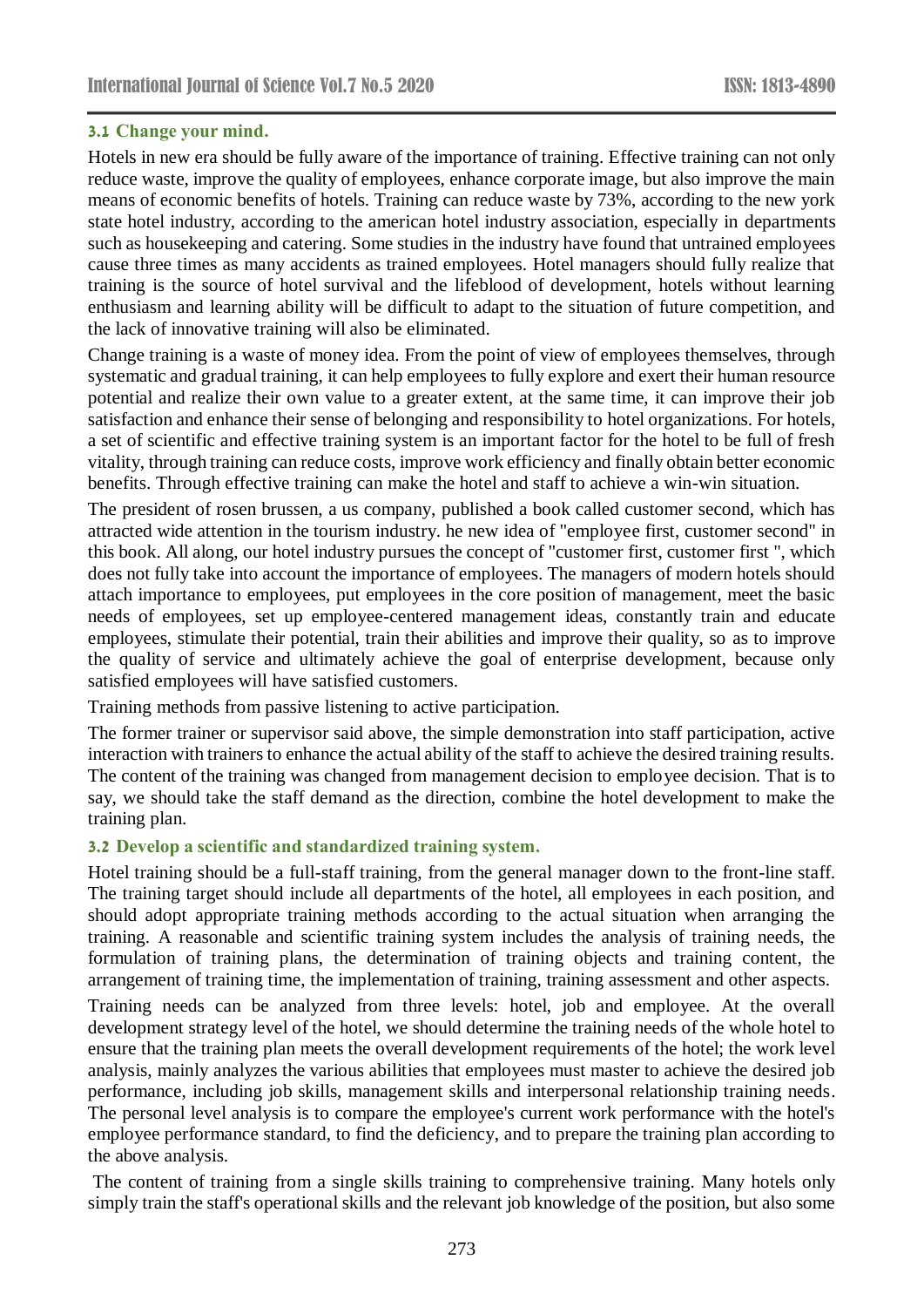### 3.1 Change your mind.

Hotels in new era should be fully aware of the importance of training. Effective training can not only reduce waste, improve the quality of employees, enhance corporate image, but also improve the main means of economic benefits of hotels. Training can reduce waste by 73%, according to the new york state hotel industry, according to the american hotel industry association, especially in departments such as housekeeping and catering. Some studies in the industry have found that untrained employees cause three times as many accidents as trained employees. Hotel managers should fully realize that training is the source of hotel survival and the lifeblood of development, hotels without learning enthusiasm and learning ability will be difficult to adapt to the situation of future competition, and the lack of innovative training will also be eliminated.

Change training is a waste of money idea. From the point of view of employees themselves, through systematic and gradual training, it can help employees to fully explore and exert their human resource potential and realize their own value to a greater extent, at the same time, it can improve their job satisfaction and enhance their sense of belonging and responsibility to hotel organizations. For hotels, a set of scientific and effective training system is an important factor for the hotel to be full of fresh vitality, through training can reduce costs, improve work efficiency and finally obtain better economic benefits. Through effective training can make the hotel and staff to achieve a win-win situation.

The president of rosen brussen, a us company, published a book called customer second, which has attracted wide attention in the tourism industry. he new idea of "employee first, customer second" in this book. All along, our hotel industry pursues the concept of "customer first, customer first ", which does not fully take into account the importance of employees. The managers of modern hotels should attach importance to employees, put employees in the core position of management, meet the basic needs of employees, set up employee-centered management ideas, constantly train and educate employees, stimulate their potential, train their abilities and improve their quality, so as to improve the quality of service and ultimately achieve the goal of enterprise development, because only satisfied employees will have satisfied customers.

Training methods from passive listening to active participation.

The former trainer or supervisor said above, the simple demonstration into staff participation, active interaction with trainers to enhance the actual ability of the staff to achieve the desired training results. The content of the training was changed from management decision to employee decision. That is to say, we should take the staff demand as the direction, combine the hotel development to make the training plan.

### 3.2 Develop a scientific and standardized training system.

Hotel training should be a full-staff training, from the general manager down to the front-line staff. The training target should include all departments of the hotel, all employees in each position, and should adopt appropriate training methods according to the actual situation when arranging the training. A reasonable and scientific training system includes the analysis of training needs, the formulation of training plans, the determination of training objects and training content, the arrangement of training time, the implementation of training, training assessment and other aspects.

Training needs can be analyzed from three levels: hotel, job and employee. At the overall development strategy level of the hotel, we should determine the training needs of the whole hotel to ensure that the training plan meets the overall development requirements of the hotel; the work level analysis, mainly analyzes the various abilities that employees must master to achieve the desired job performance, including job skills, management skills and interpersonal relationship training needs. The personal level analysis is to compare the employee's current work performance with the hotel's employee performance standard, to find the deficiency, and to prepare the training plan according to the above analysis.

The content of training from a single skills training to comprehensive training. Many hotels only simply train the staff's operational skills and the relevant job knowledge of the position, but also some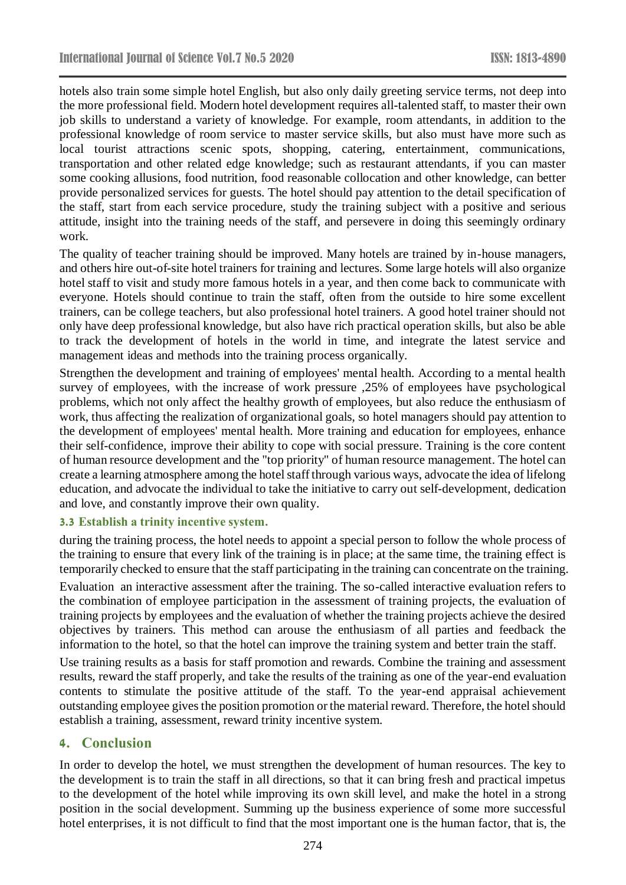hotels also train some simple hotel English, but also only daily greeting service terms, not deep into the more professional field. Modern hotel development requires all-talented staff, to master their own job skills to understand a variety of knowledge. For example, room attendants, in addition to the professional knowledge of room service to master service skills, but also must have more such as local tourist attractions scenic spots, shopping, catering, entertainment, communications, transportation and other related edge knowledge; such as restaurant attendants, if you can master some cooking allusions, food nutrition, food reasonable collocation and other knowledge, can better provide personalized services for guests. The hotel should pay attention to the detail specification of the staff, start from each service procedure, study the training subject with a positive and serious attitude, insight into the training needs of the staff, and persevere in doing this seemingly ordinary work.

The quality of teacher training should be improved. Many hotels are trained by in-house managers, and others hire out-of-site hotel trainers for training and lectures. Some large hotels will also organize hotel staff to visit and study more famous hotels in a year, and then come back to communicate with everyone. Hotels should continue to train the staff, often from the outside to hire some excellent trainers, can be college teachers, but also professional hotel trainers. A good hotel trainer should not only have deep professional knowledge, but also have rich practical operation skills, but also be able to track the development of hotels in the world in time, and integrate the latest service and management ideas and methods into the training process organically.

Strengthen the development and training of employees' mental health. According to a mental health survey of employees, with the increase of work pressure ,25% of employees have psychological problems, which not only affect the healthy growth of employees, but also reduce the enthusiasm of work, thus affecting the realization of organizational goals, so hotel managers should pay attention to the development of employees' mental health. More training and education for employees, enhance their self-confidence, improve their ability to cope with social pressure. Training is the core content of human resource development and the "top priority" of human resource management. The hotel can create a learning atmosphere among the hotel staff through various ways, advocate the idea of lifelong education, and advocate the individual to take the initiative to carry out self-development, dedication and love, and constantly improve their own quality.

### 3.3 Establish a trinity incentive system.

during the training process, the hotel needs to appoint a special person to follow the whole process of the training to ensure that every link of the training is in place; at the same time, the training effect is temporarily checked to ensure that the staff participating in the training can concentrate on the training.

Evaluation an interactive assessment after the training. The so-called interactive evaluation refers to the combination of employee participation in the assessment of training projects, the evaluation of training projects by employees and the evaluation of whether the training projects achieve the desired objectives by trainers. This method can arouse the enthusiasm of all parties and feedback the information to the hotel, so that the hotel can improve the training system and better train the staff.

Use training results as a basis for staff promotion and rewards. Combine the training and assessment results, reward the staff properly, and take the results of the training as one of the year-end evaluation contents to stimulate the positive attitude of the staff. To the year-end appraisal achievement outstanding employee gives the position promotion or the material reward. Therefore, the hotel should establish a training, assessment, reward trinity incentive system.

## 4. Conclusion

In order to develop the hotel, we must strengthen the development of human resources. The key to the development is to train the staff in all directions, so that it can bring fresh and practical impetus to the development of the hotel while improving its own skill level, and make the hotel in a strong position in the social development. Summing up the business experience of some more successful hotel enterprises, it is not difficult to find that the most important one is the human factor, that is, the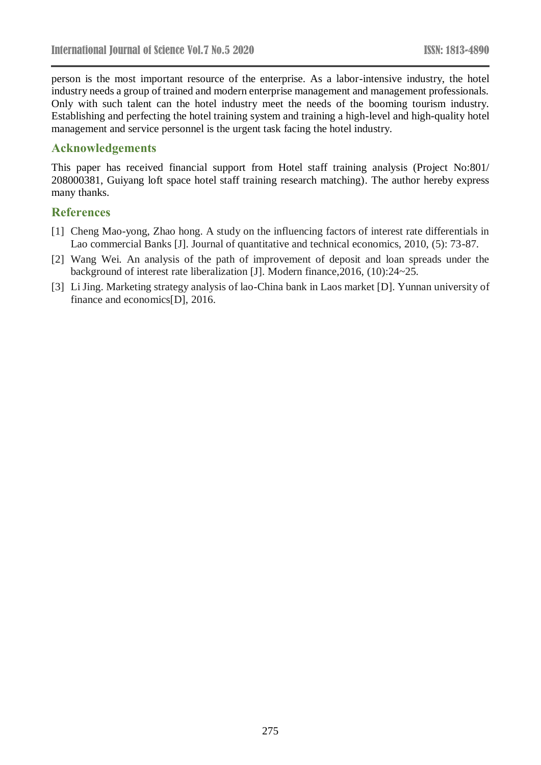person is the most important resource of the enterprise. As a labor-intensive industry, the hotel industry needs a group of trained and modern enterprise management and management professionals. Only with such talent can the hotel industry meet the needs of the booming tourism industry. Establishing and perfecting the hotel training system and training a high-level and high-quality hotel management and service personnel is the urgent task facing the hotel industry.

## Acknowledgements

This paper has received financial support from Hotel staff training analysis (Project No:801/ 208000381, Guiyang loft space hotel staff training research matching). The author hereby express many thanks.

## References

[1] Cheng Mao-yong, Zhao hong. A study on the influencing factors of interest rate differentials in Lao commercial Banks [J]. Journal of quantitative and technical economics, 2010, (5): 73-87.

[2] Wang Wei. An analysis of the path of improvement of deposit and loan spreads under the background of interest rate liberalization [J]. Modern finance,2016, (10):24~25.

[3] Li Jing. Marketing strategy analysis of lao-China bank in Laos market [D]. Yunnan university of finance and economics[D], 2016.